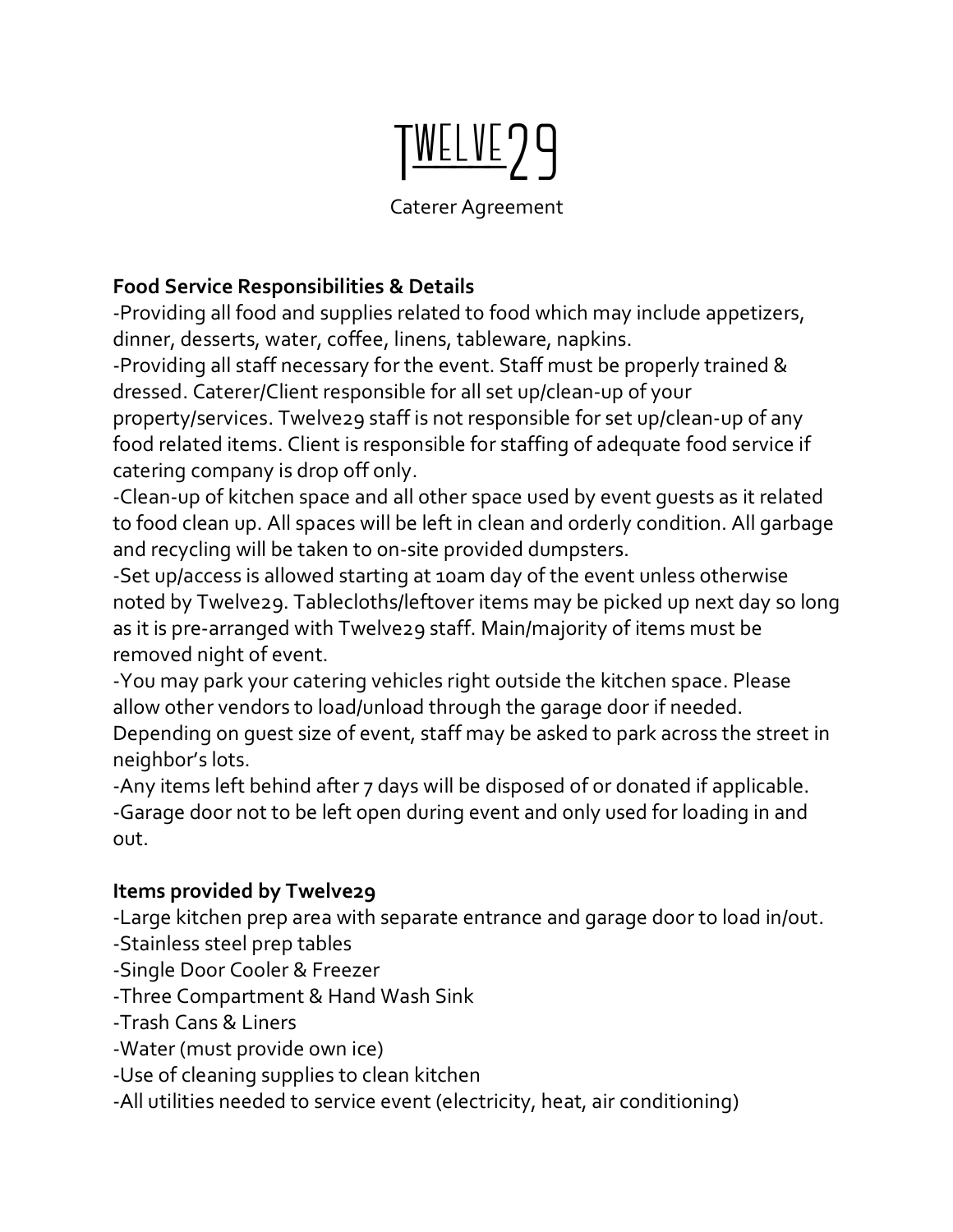# Twelve29

Caterer Agreement

**Food Service Responsibilities & Details**

-Providing all food and supplies related to food which may include appetizers, dinner, desserts, water, coffee, linens, tableware, napkins.

-Providing all staff necessary for the event. Staff must be properly trained & dressed. Caterer/Client responsible for all set up/clean-up of your property/services. Twelve29 staff is not responsible for set up/clean-up of any food related items. Client is responsible for staffing of adequate food service if catering company is drop off only.

-Clean-up of kitchen space and all other space used by event guests as it related to food clean up. All spaces will be left in clean and orderly condition. All garbage and recycling will be taken to on-site provided dumpsters.

-Set up/access is allowed starting at 10am day of the event unless otherwise noted by Twelve29. Tablecloths/leftover items may be picked up next day so long as it is pre-arranged with Twelve29 staff. Main/majority of items must be removed night of event.

-You may park your catering vehicles right outside the kitchen space. Please allow other vendors to load/unload through the garage door if needed. Depending on guest size of event, staff may be asked to park across the street in neighbor's lots.

-Any items left behind after 7 days will be disposed of or donated if applicable.

-Garage door not to be left open during event and only used for loading in and out.

**Items provided by Twelve29**

-Large kitchen prep area with separate entrance and garage door to load in/out.

-Stainless steel prep tables

-Single Door Cooler & Freezer

-Three Compartment & Hand Wash Sink

-Trash Cans & Liners

-Water (must provide own ice)

-Use of cleaning supplies to clean kitchen

-All utilities needed to service event (electricity, heat, air conditioning)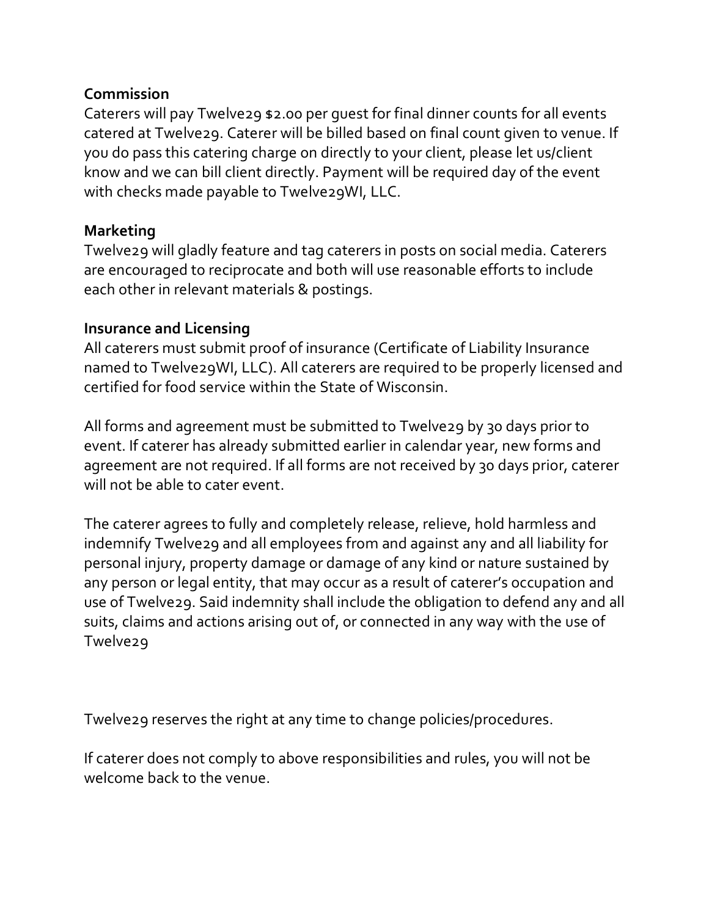**Commission**

Caterers will pay Twelve29 $2.00 per guest for final dinner counts for all events catered at Twelve29. Caterer will be billed based on final count given to venue. If you do pass this catering charge on directly to your client, please let us/client know and we can bill client directly. Payment will be required day of the event with checks made payable to Twelve29WI, LLC.

**Marketing**

Twelve29 will gladly feature and tag caterers in posts on social media. Caterers are encouraged to reciprocate and both will use reasonable efforts to include each other in relevant materials & postings.

**Insurance and Licensing**

All caterers must submit proof of insurance (Certificate of Liability Insurance named to Twelve29WI, LLC). All caterers are required to be properly licensed and certified for food service within the State of Wisconsin.

All forms and agreement must be submitted to Twelve29 by 30 days prior to event. If caterer has already submitted earlier in calendar year, new forms and agreement are not required. If all forms are not received by 30 days prior, caterer will not be able to cater event.

The caterer agrees to fully and completely release, relieve, hold harmless and indemnify Twelve29 and all employees from and against any and all liability for personal injury, property damage or damage of any kind or nature sustained by any person or legal entity, that may occur as a result of caterer's occupation and use of Twelve29. Said indemnity shall include the obligation to defend any and all suits, claims and actions arising out of, or connected in any way with the use of Twelve29

Twelve29 reserves the right at any time to change policies/procedures.

If caterer does not comply to above responsibilities and rules, you will not be welcome back to the venue.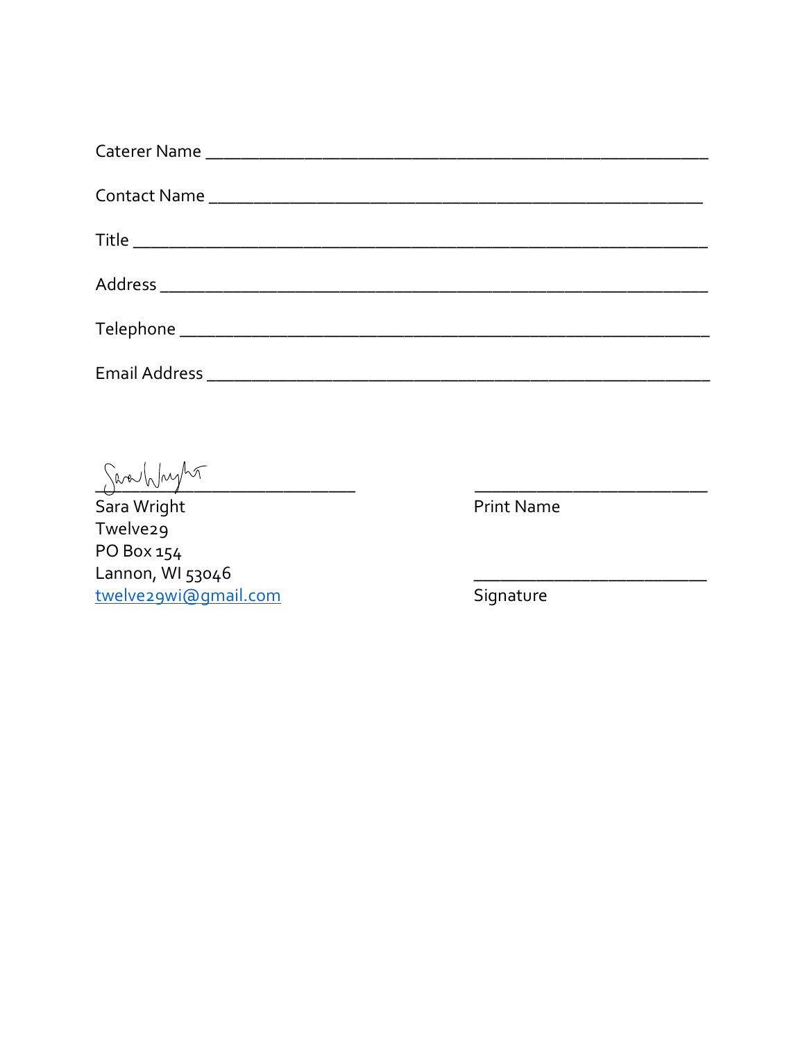Caterer Name ______________________________________________________

Contact Name _____________________________________________________

Title ____________________________________________________________

Address __________________________________________________________

Telephone ________________________________________________________

Email Address _____________________________________________________

______________________________ ______________________________

Sara Wright
Twelve29
PO Box 154
Lannon, WI 53046
twelve29wi@gmail.com

Print Name

______________________________

Signature